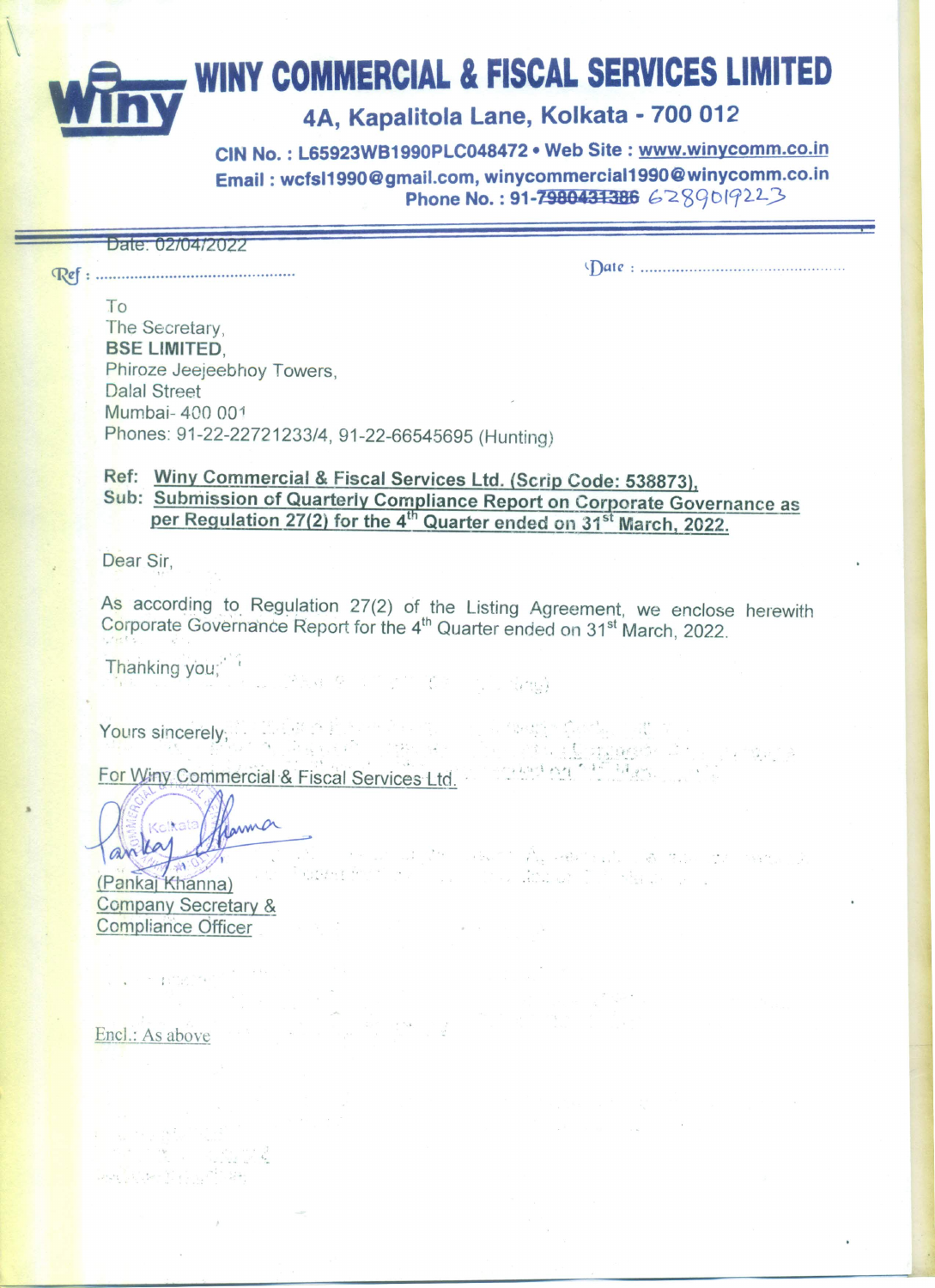# WINY COMMERCIAL & FISCAL SERVICES LIMITED

4A, Kapalitola Lane, Kolkata - 700 012

CIN No. : L65923WB1990PLC048472 • Web Site : www.winycomm.co.in

Email : wcfsl1990@gmail.com, winycommercial1990@winycomm.co.in

Phone No. : 91-~~7980431386~~ 6289019223

Date: 02/04/2022

Ref : .............................................. Date : ..............................................

To
The Secretary,
**BSE LIMITED,**
Phiroze Jeejeebhoy Towers,
Dalal Street
Mumbai- 400 001
Phones: 91-22-22721233/4, 91-22-66545695 (Hunting)

**Ref: Winy Commercial & Fiscal Services Ltd. (Scrip Code: 538873),**
**Sub: Submission of Quarterly Compliance Report on Corporate Governance as per Regulation 27(2) for the 4th Quarter ended on 31st March, 2022.**

Dear Sir,

As according to Regulation 27(2) of the Listing Agreement, we enclose herewith Corporate Governance Report for the 4th Quarter ended on 31st March, 2022.

Thanking you,

Yours sincerely,

For Winy Commercial & Fiscal Services Ltd.

(Pankaj Khanna)
Company Secretary &
Compliance Officer

Encl.: As above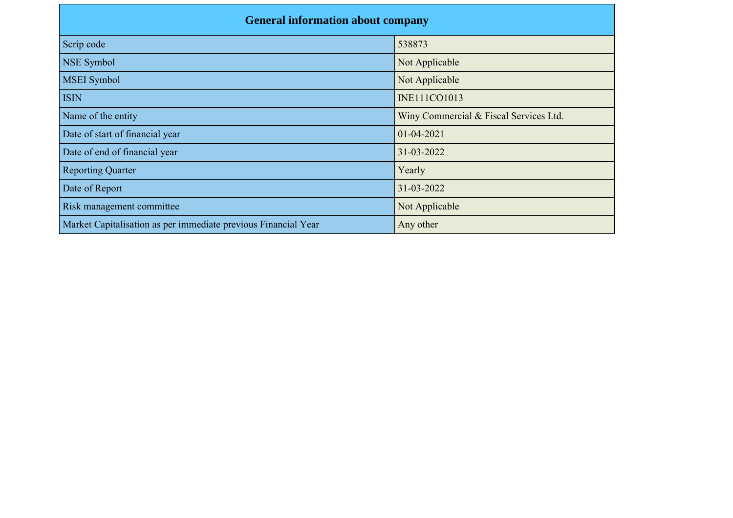| General information about company | |
|---|---|
| Scrip code | 538873 |
| NSE Symbol | Not Applicable |
| MSEI Symbol | Not Applicable |
| ISIN | INE111CO1013 |
| Name of the entity | Winy Commercial & Fiscal Services Ltd. |
| Date of start of financial year | 01-04-2021 |
| Date of end of financial year | 31-03-2022 |
| Reporting Quarter | Yearly |
| Date of Report | 31-03-2022 |
| Risk management committee | Not Applicable |
| Market Capitalisation as per immediate previous Financial Year | Any other |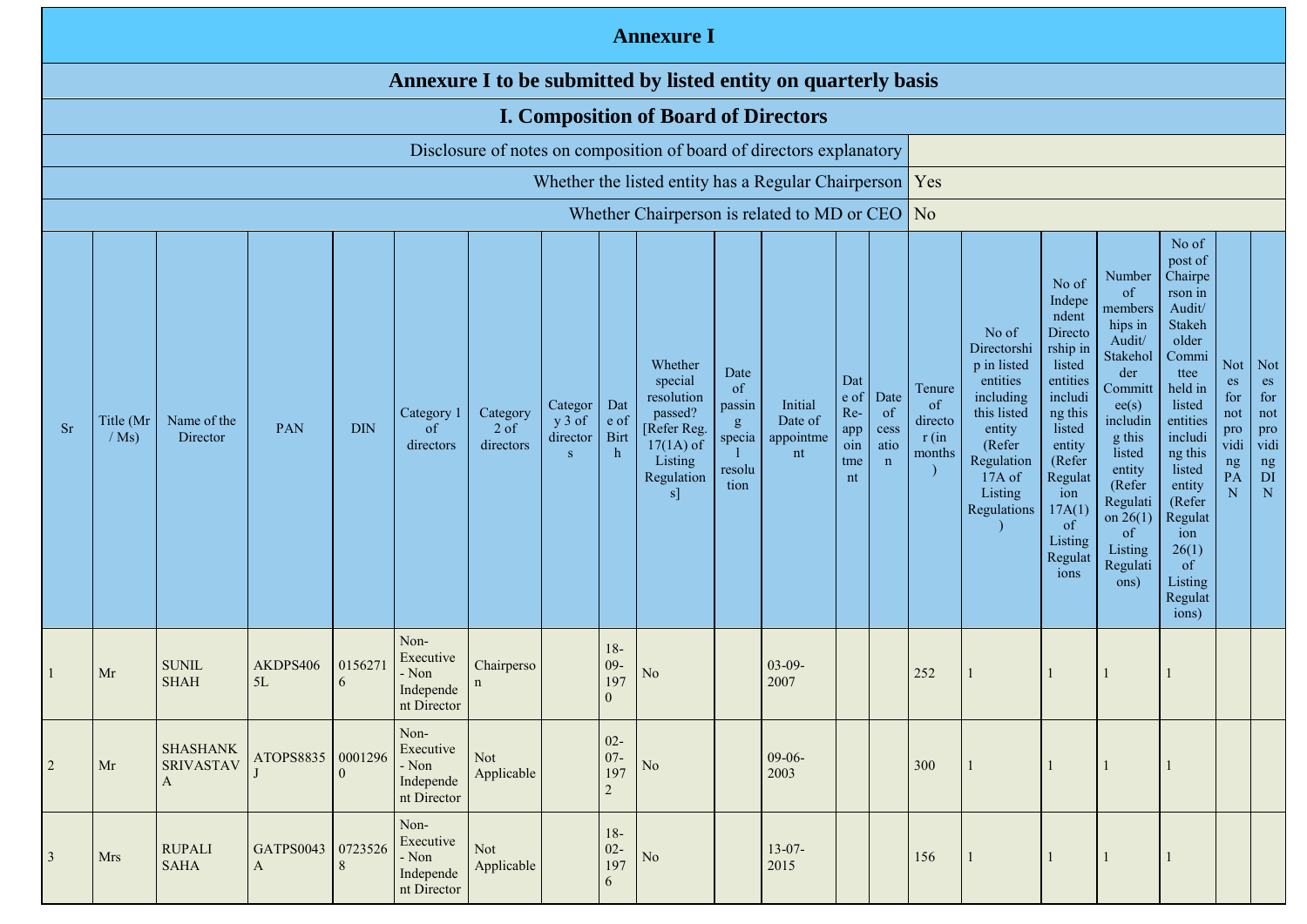# Annexure I

## Annexure I to be submitted by listed entity on quarterly basis

### I. Composition of Board of Directors

| Disclosure of notes on composition of board of directors explanatory | |
|---|---|
| Whether the listed entity has a Regular Chairperson | Yes |
| Whether Chairperson is related to MD or CEO | No |

| Sr | Title (Mr / Ms) | Name of the Director | PAN | DIN | Category 1 of directors | Category 2 of directors | Category 3 of directors | Date of Birth | Whether special resolution passed? [Refer Reg. 17(1A) of Listing Regulations] | Date of passing special resolution | Initial Date of appointment | Date of Re-appointment | Date of cessation | Tenure of director (in months) | No of Directorship in listed entities including this listed entity (Refer Regulation 17A of Listing Regulations) | No of Independent Directorship in listed entities including this listed entity (Refer Regulation 17A(1) of Listing Regulations | Number of memberships in Audit/ Stakeholder Committee(s) including this listed entity (Refer Regulation 26(1) of Listing Regulations) | No of post of Chairperson in Audit/ Stakeholder Committee held in listed entities including this listed entity (Refer Regulation 26(1) of Listing Regulations) | Notes for not providing PAN | Notes for not providing DIN |
|---|---|---|---|---|---|---|---|---|---|---|---|---|---|---|---|---|---|---|---|---|
| 1 | Mr | SUNIL SHAH | AKDPS4065L | 01562716 | Non-Executive - Non Independent Director | Chairperson | | 18-09-1970 | No | | 03-09-2007 | | | 252 | 1 | 1 | 1 | 1 | | |
| 2 | Mr | SHASHANK SRIVASTAVA | ATOPS8835J | 00012960 | Non-Executive - Non Independent Director | Not Applicable | | 02-07-1972 | No | | 09-06-2003 | | | 300 | 1 | 1 | 1 | 1 | | |
| 3 | Mrs | RUPALI SAHA | GATPS0043A | 07235268 | Non-Executive - Non Independent Director | Not Applicable | | 18-02-1976 | No | | 13-07-2015 | | | 156 | 1 | 1 | 1 | 1 | | |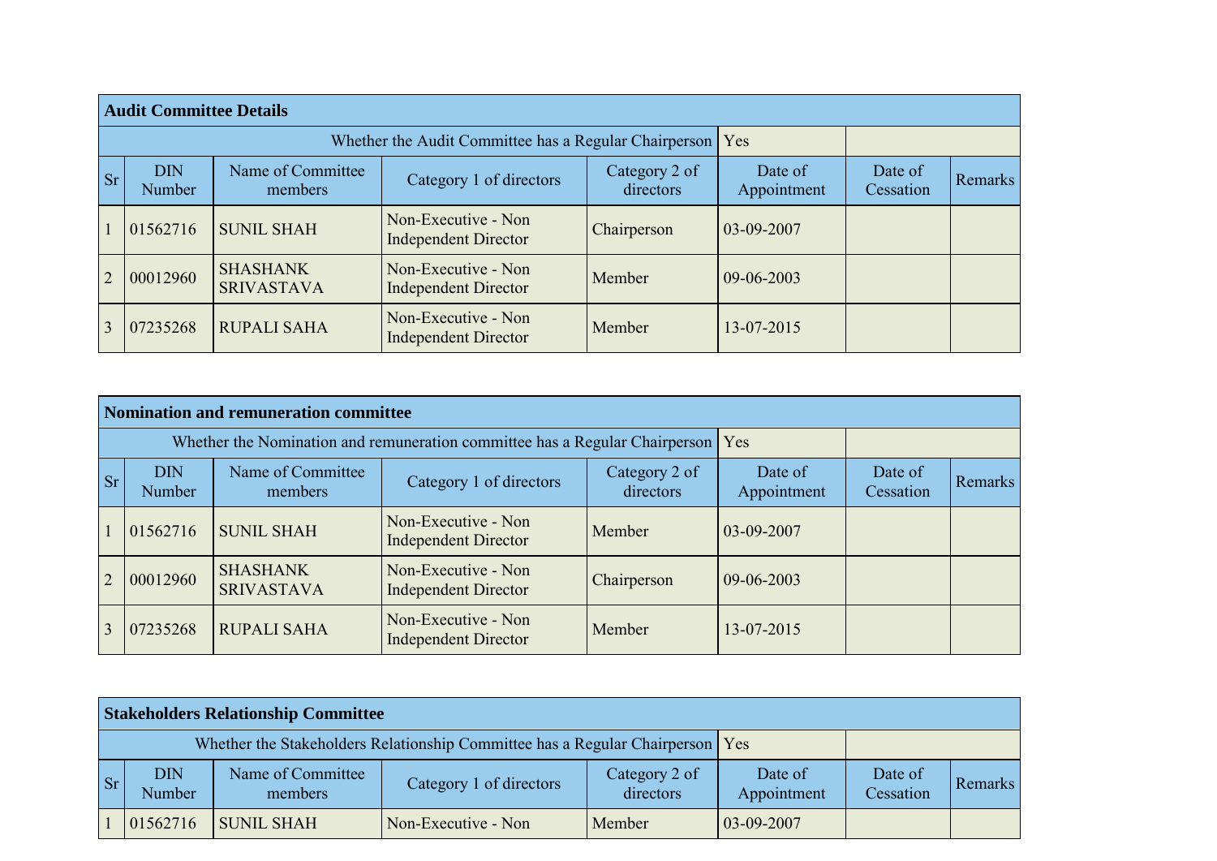## Audit Committee Details

| Whether the Audit Committee has a Regular Chairperson | | | | | Yes | | |
|---|---|---|---|---|---|---|---|
| Sr | DIN Number | Name of Committee members | Category 1 of directors | Category 2 of directors | Date of Appointment | Date of Cessation | Remarks |
| 1 | 01562716 | SUNIL SHAH | Non-Executive - Non Independent Director | Chairperson | 03-09-2007 | | |
| 2 | 00012960 | SHASHANK SRIVASTAVA | Non-Executive - Non Independent Director | Member | 09-06-2003 | | |
| 3 | 07235268 | RUPALI SAHA | Non-Executive - Non Independent Director | Member | 13-07-2015 | | |

## Nomination and remuneration committee

| Whether the Nomination and remuneration committee has a Regular Chairperson | | | | | Yes | | |
|---|---|---|---|---|---|---|---|
| Sr | DIN Number | Name of Committee members | Category 1 of directors | Category 2 of directors | Date of Appointment | Date of Cessation | Remarks |
| 1 | 01562716 | SUNIL SHAH | Non-Executive - Non Independent Director | Member | 03-09-2007 | | |
| 2 | 00012960 | SHASHANK SRIVASTAVA | Non-Executive - Non Independent Director | Chairperson | 09-06-2003 | | |
| 3 | 07235268 | RUPALI SAHA | Non-Executive - Non Independent Director | Member | 13-07-2015 | | |

## Stakeholders Relationship Committee

| Whether the Stakeholders Relationship Committee has a Regular Chairperson | | | | | Yes | | |
|---|---|---|---|---|---|---|---|
| Sr | DIN Number | Name of Committee members | Category 1 of directors | Category 2 of directors | Date of Appointment | Date of Cessation | Remarks |
| 1 | 01562716 | SUNIL SHAH | Non-Executive - Non | Member | 03-09-2007 | | |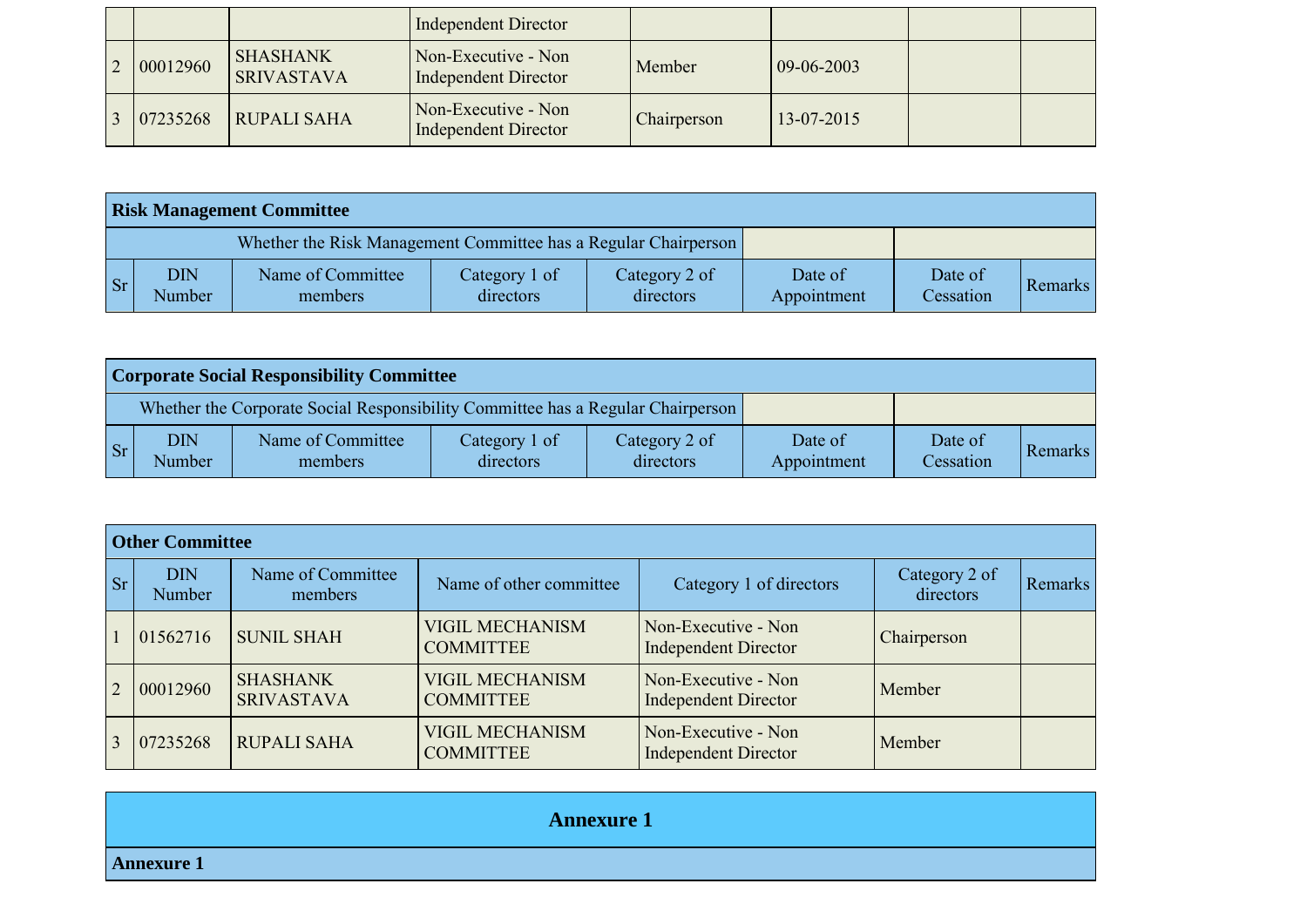| | | | Independent Director | | | | |
|---|---|---|---|---|---|---|---|
| 2 | 00012960 | SHASHANK SRIVASTAVA | Non-Executive - Non Independent Director | Member | 09-06-2003 | | |
| 3 | 07235268 | RUPALI SAHA | Non-Executive - Non Independent Director | Chairperson | 13-07-2015 | | |

**Risk Management Committee**

| Whether the Risk Management Committee has a Regular Chairperson | | | | | | | |
|---|---|---|---|---|---|---|---|
| Sr | DIN Number | Name of Committee members | Category 1 of directors | Category 2 of directors | Date of Appointment | Date of Cessation | Remarks |

**Corporate Social Responsibility Committee**

| Whether the Corporate Social Responsibility Committee has a Regular Chairperson | | | | | | | |
|---|---|---|---|---|---|---|---|
| Sr | DIN Number | Name of Committee members | Category 1 of directors | Category 2 of directors | Date of Appointment | Date of Cessation | Remarks |

**Other Committee**

| Sr | DIN Number | Name of Committee members | Name of other committee | Category 1 of directors | Category 2 of directors | Remarks |
|---|---|---|---|---|---|---|
| 1 | 01562716 | SUNIL SHAH | VIGIL MECHANISM COMMITTEE | Non-Executive - Non Independent Director | Chairperson | |
| 2 | 00012960 | SHASHANK SRIVASTAVA | VIGIL MECHANISM COMMITTEE | Non-Executive - Non Independent Director | Member | |
| 3 | 07235268 | RUPALI SAHA | VIGIL MECHANISM COMMITTEE | Non-Executive - Non Independent Director | Member | |

## Annexure 1

**Annexure 1**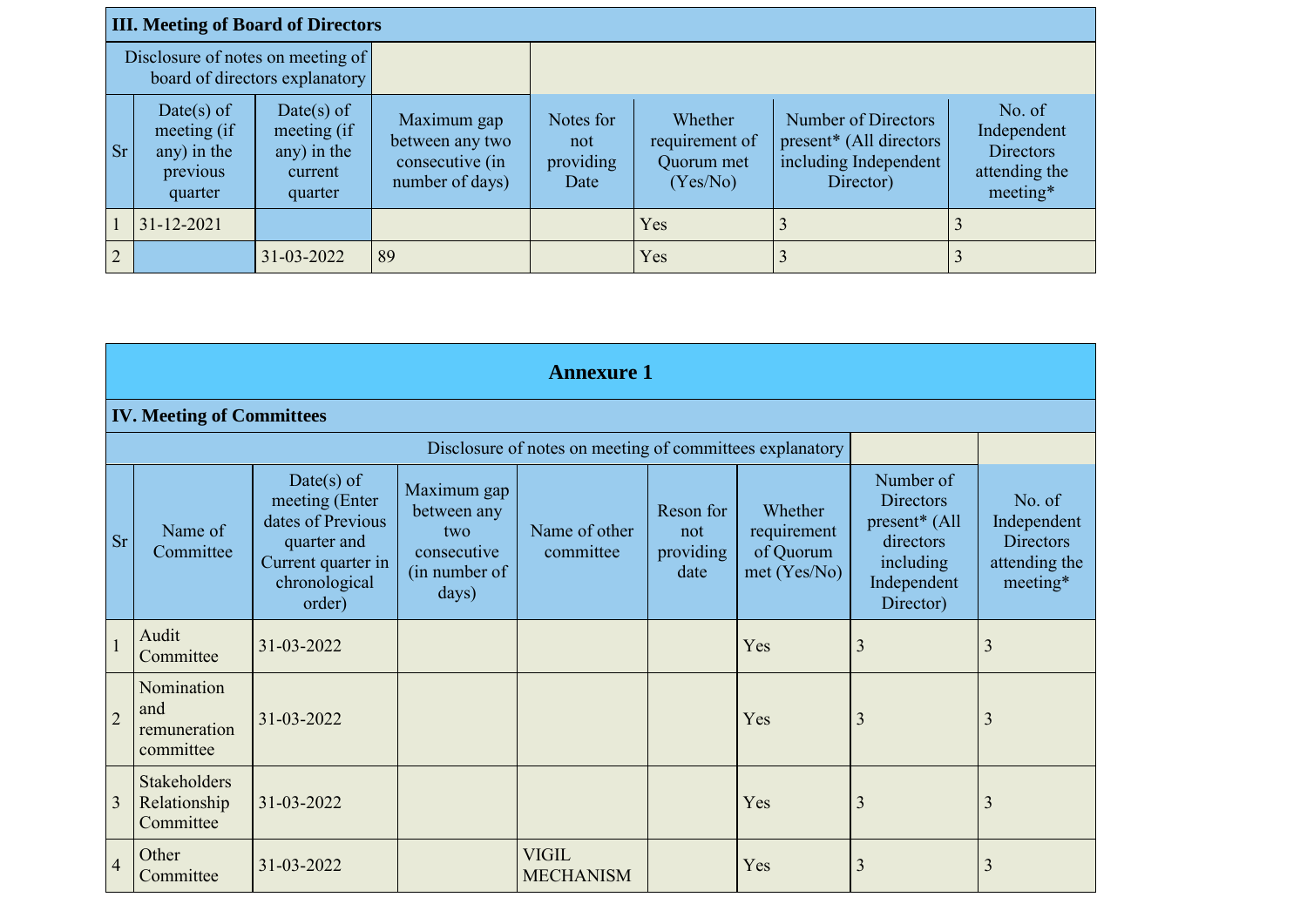### III. Meeting of Board of Directors

| Disclosure of notes on meeting of board of directors explanatory | | | | | | | |
|---|---|---|---|---|---|---|---|
| **Sr** | **Date(s) of meeting (if any) in the previous quarter** | **Date(s) of meeting (if any) in the current quarter** | **Maximum gap between any two consecutive (in number of days)** | **Notes for not providing Date** | **Whether requirement of Quorum met (Yes/No)** | **Number of Directors present* (All directors including Independent Director)** | **No. of Independent Directors attending the meeting*** |
| 1 | 31-12-2021 | | | | Yes | 3 | 3 |
| 2 | | 31-03-2022 | 89 | | Yes | 3 | 3 |

## Annexure 1

### IV. Meeting of Committees

| Disclosure of notes on meeting of committees explanatory | | | | | | | | |
|---|---|---|---|---|---|---|---|---|
| **Sr** | **Name of Committee** | **Date(s) of meeting (Enter dates of Previous quarter and Current quarter in chronological order)** | **Maximum gap between any two consecutive (in number of days)** | **Name of other committee** | **Reson for not providing date** | **Whether requirement of Quorum met (Yes/No)** | **Number of Directors present* (All directors including Independent Director)** | **No. of Independent Directors attending the meeting*** |
| 1 | Audit Committee | 31-03-2022 | | | | Yes | 3 | 3 |
| 2 | Nomination and remuneration committee | 31-03-2022 | | | | Yes | 3 | 3 |
| 3 | Stakeholders Relationship Committee | 31-03-2022 | | | | Yes | 3 | 3 |
| 4 | Other Committee | 31-03-2022 | | VIGIL MECHANISM | | Yes | 3 | 3 |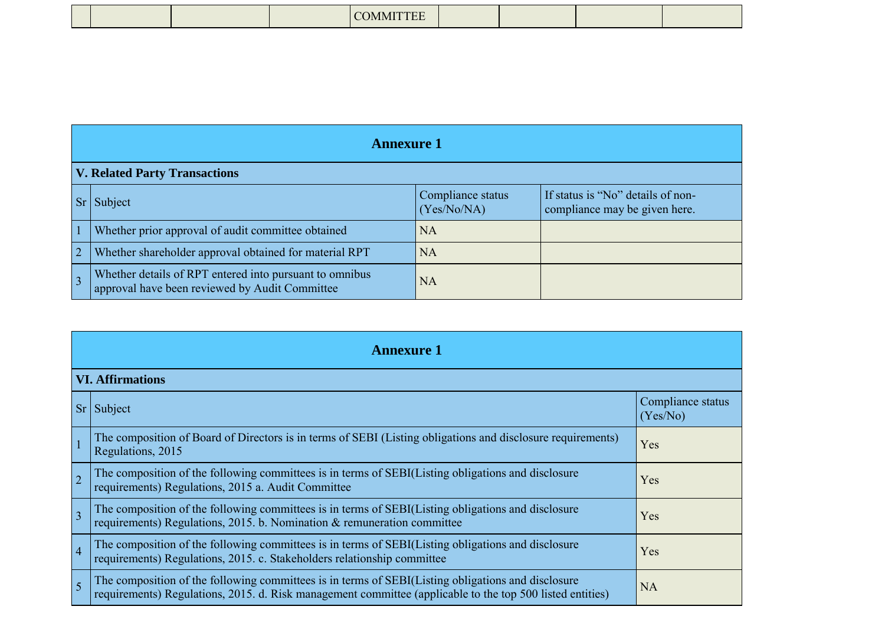| | | | | COMMITTEE | | | | |
|---|---|---|---|---|---|---|---|---|

## Annexure 1

### V. Related Party Transactions

| Sr | Subject | Compliance status (Yes/No/NA) | If status is “No” details of non-compliance may be given here. |
|---|---|---|---|
| 1 | Whether prior approval of audit committee obtained | NA | |
| 2 | Whether shareholder approval obtained for material RPT | NA | |
| 3 | Whether details of RPT entered into pursuant to omnibus approval have been reviewed by Audit Committee | NA | |

## Annexure 1

### VI. Affirmations

| Sr | Subject | Compliance status (Yes/No) |
|---|---|---|
| 1 | The composition of Board of Directors is in terms of SEBI (Listing obligations and disclosure requirements) Regulations, 2015 | Yes |
| 2 | The composition of the following committees is in terms of SEBI(Listing obligations and disclosure requirements) Regulations, 2015 a. Audit Committee | Yes |
| 3 | The composition of the following committees is in terms of SEBI(Listing obligations and disclosure requirements) Regulations, 2015. b. Nomination & remuneration committee | Yes |
| 4 | The composition of the following committees is in terms of SEBI(Listing obligations and disclosure requirements) Regulations, 2015. c. Stakeholders relationship committee | Yes |
| 5 | The composition of the following committees is in terms of SEBI(Listing obligations and disclosure requirements) Regulations, 2015. d. Risk management committee (applicable to the top 500 listed entities) | NA |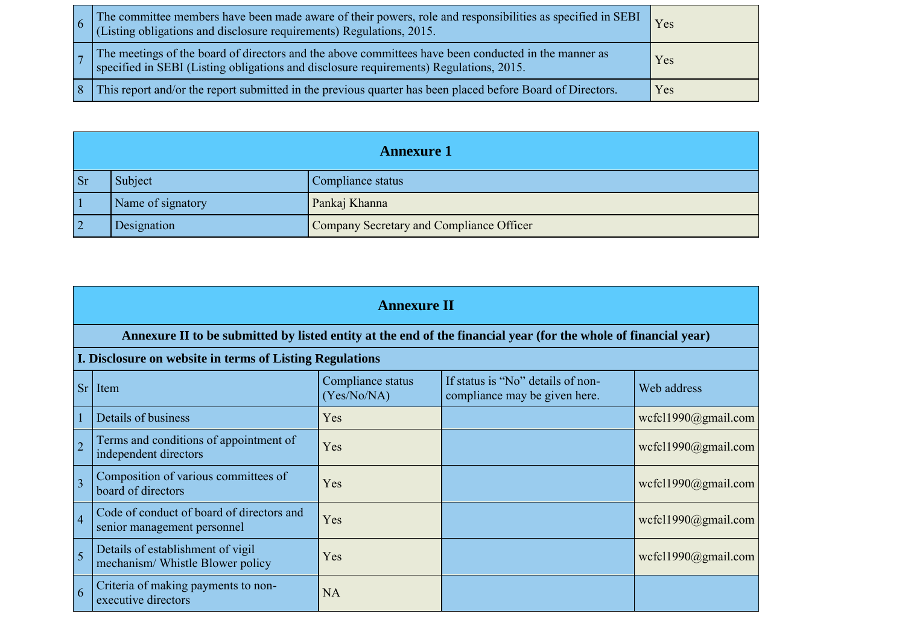| | | |
|---|---|---|
| 6 | The committee members have been made aware of their powers, role and responsibilities as specified in SEBI (Listing obligations and disclosure requirements) Regulations, 2015. | Yes |
| 7 | The meetings of the board of directors and the above committees have been conducted in the manner as specified in SEBI (Listing obligations and disclosure requirements) Regulations, 2015. | Yes |
| 8 | This report and/or the report submitted in the previous quarter has been placed before Board of Directors. | Yes |

## Annexure 1

| Sr | Subject | Compliance status |
|---|---|---|
| 1 | Name of signatory | Pankaj Khanna |
| 2 | Designation | Company Secretary and Compliance Officer |

## Annexure II

**Annexure II to be submitted by listed entity at the end of the financial year (for the whole of financial year)**

**I. Disclosure on website in terms of Listing Regulations**

| Sr | Item | Compliance status (Yes/No/NA) | If status is “No” details of non-compliance may be given here. | Web address |
|---|---|---|---|---|
| 1 | Details of business | Yes | | wcfcl1990@gmail.com |
| 2 | Terms and conditions of appointment of independent directors | Yes | | wcfcl1990@gmail.com |
| 3 | Composition of various committees of board of directors | Yes | | wcfcl1990@gmail.com |
| 4 | Code of conduct of board of directors and senior management personnel | Yes | | wcfcl1990@gmail.com |
| 5 | Details of establishment of vigil mechanism/ Whistle Blower policy | Yes | | wcfcl1990@gmail.com |
| 6 | Criteria of making payments to non-executive directors | NA | | |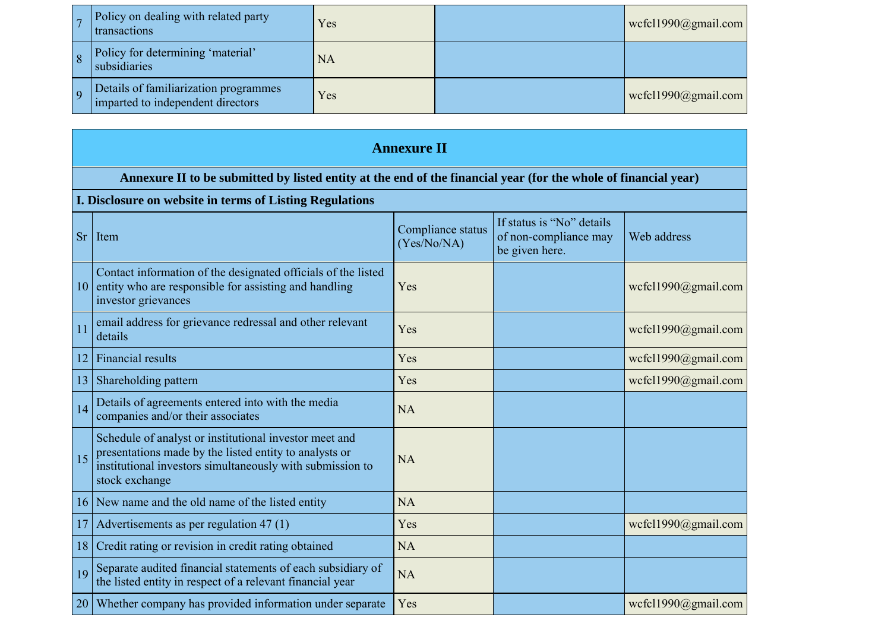| 7 | Policy on dealing with related party transactions | Yes | | wcfcl1990@gmail.com |
|---|---|---|---|---|
| 8 | Policy for determining 'material' subsidiaries | NA | | |
| 9 | Details of familiarization programmes imparted to independent directors | Yes | | wcfcl1990@gmail.com |

## Annexure II

**Annexure II to be submitted by listed entity at the end of the financial year (for the whole of financial year)**

**I. Disclosure on website in terms of Listing Regulations**

| Sr | Item | Compliance status (Yes/No/NA) | If status is "No" details of non-compliance may be given here. | Web address |
|---|---|---|---|---|
| 10 | Contact information of the designated officials of the listed entity who are responsible for assisting and handling investor grievances | Yes | | wcfcl1990@gmail.com |
| 11 | email address for grievance redressal and other relevant details | Yes | | wcfcl1990@gmail.com |
| 12 | Financial results | Yes | | wcfcl1990@gmail.com |
| 13 | Shareholding pattern | Yes | | wcfcl1990@gmail.com |
| 14 | Details of agreements entered into with the media companies and/or their associates | NA | | |
| 15 | Schedule of analyst or institutional investor meet and presentations made by the listed entity to analysts or institutional investors simultaneously with submission to stock exchange | NA | | |
| 16 | New name and the old name of the listed entity | NA | | |
| 17 | Advertisements as per regulation 47 (1) | Yes | | wcfcl1990@gmail.com |
| 18 | Credit rating or revision in credit rating obtained | NA | | |
| 19 | Separate audited financial statements of each subsidiary of the listed entity in respect of a relevant financial year | NA | | |
| 20 | Whether company has provided information under separate | Yes | | wcfcl1990@gmail.com |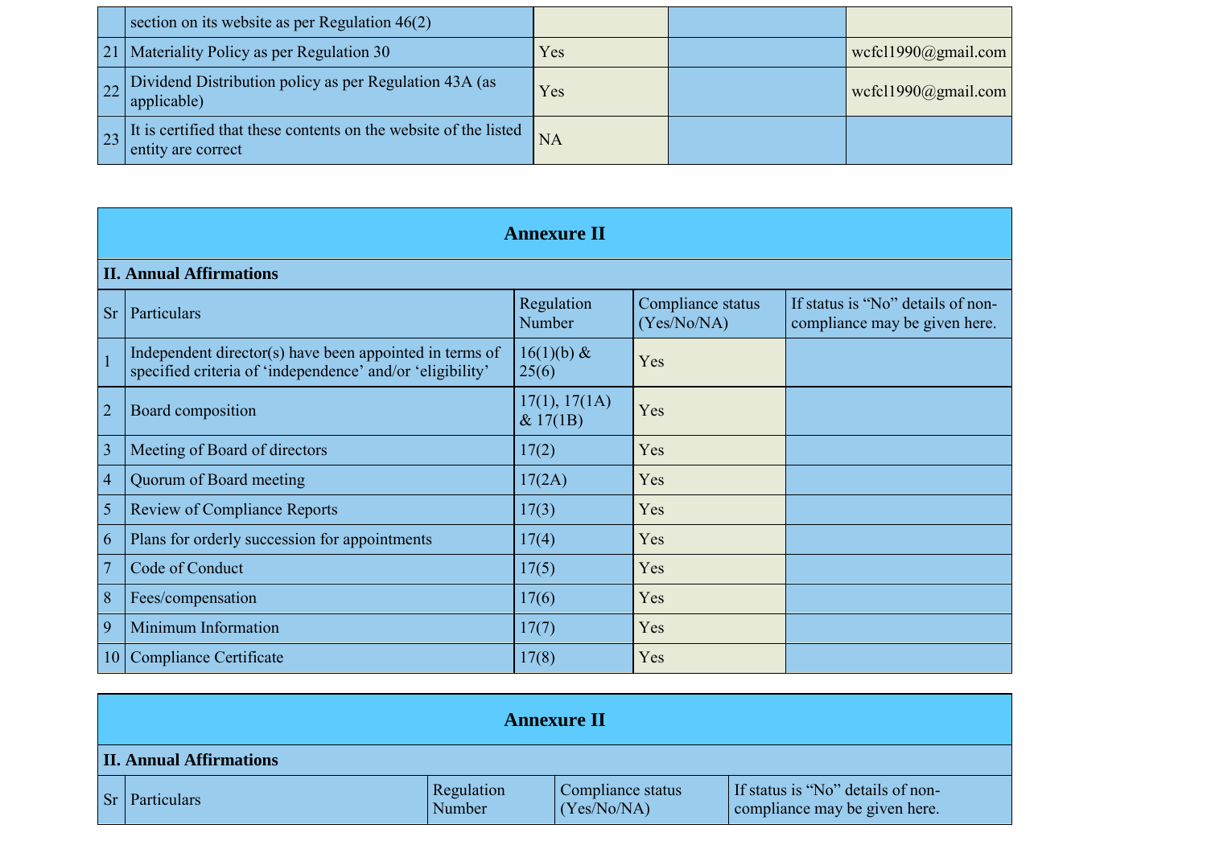|  | section on its website as per Regulation 46(2) |  |  |  |
|---|---|---|---|---|
| 21 | Materiality Policy as per Regulation 30 | Yes |  | wcfcl1990@gmail.com |
| 22 | Dividend Distribution policy as per Regulation 43A (as applicable) | Yes |  | wcfcl1990@gmail.com |
| 23 | It is certified that these contents on the website of the listed entity are correct | NA |  |  |

## Annexure II

**II. Annual Affirmations**

| Sr | Particulars | Regulation Number | Compliance status (Yes/No/NA) | If status is “No” details of non-compliance may be given here. |
|---|---|---|---|---|
| 1 | Independent director(s) have been appointed in terms of specified criteria of ‘independence’ and/or ‘eligibility’ | 16(1)(b) & 25(6) | Yes |  |
| 2 | Board composition | 17(1), 17(1A) & 17(1B) | Yes |  |
| 3 | Meeting of Board of directors | 17(2) | Yes |  |
| 4 | Quorum of Board meeting | 17(2A) | Yes |  |
| 5 | Review of Compliance Reports | 17(3) | Yes |  |
| 6 | Plans for orderly succession for appointments | 17(4) | Yes |  |
| 7 | Code of Conduct | 17(5) | Yes |  |
| 8 | Fees/compensation | 17(6) | Yes |  |
| 9 | Minimum Information | 17(7) | Yes |  |
| 10 | Compliance Certificate | 17(8) | Yes |  |

## Annexure II

**II. Annual Affirmations**

| Sr | Particulars | Regulation Number | Compliance status (Yes/No/NA) | If status is “No” details of non-compliance may be given here. |
|---|---|---|---|---|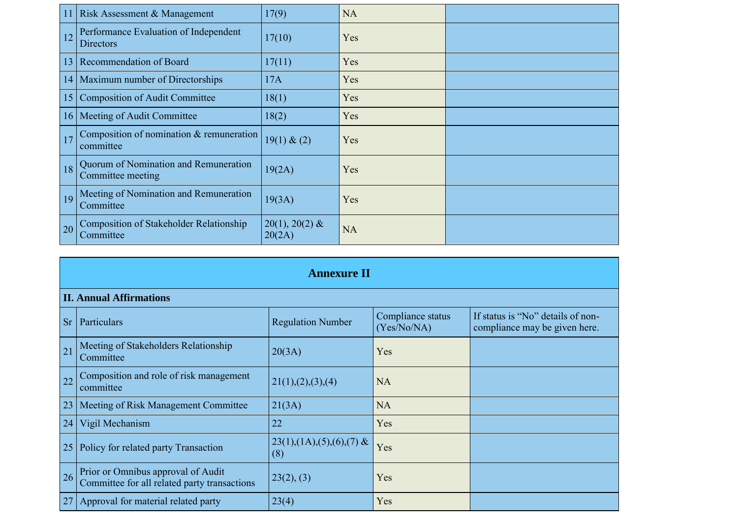| | | | | |
|---|---|---|---|---|
| 11 | Risk Assessment & Management | 17(9) | NA | |
| 12 | Performance Evaluation of Independent Directors | 17(10) | Yes | |
| 13 | Recommendation of Board | 17(11) | Yes | |
| 14 | Maximum number of Directorships | 17A | Yes | |
| 15 | Composition of Audit Committee | 18(1) | Yes | |
| 16 | Meeting of Audit Committee | 18(2) | Yes | |
| 17 | Composition of nomination & remuneration committee | 19(1) & (2) | Yes | |
| 18 | Quorum of Nomination and Remuneration Committee meeting | 19(2A) | Yes | |
| 19 | Meeting of Nomination and Remuneration Committee | 19(3A) | Yes | |
| 20 | Composition of Stakeholder Relationship Committee | 20(1), 20(2) & 20(2A) | NA | |

## Annexure II

**II. Annual Affirmations**

| Sr | Particulars | Regulation Number | Compliance status (Yes/No/NA) | If status is "No" details of non-compliance may be given here. |
|---|---|---|---|---|
| 21 | Meeting of Stakeholders Relationship Committee | 20(3A) | Yes | |
| 22 | Composition and role of risk management committee | 21(1),(2),(3),(4) | NA | |
| 23 | Meeting of Risk Management Committee | 21(3A) | NA | |
| 24 | Vigil Mechanism | 22 | Yes | |
| 25 | Policy for related party Transaction | 23(1),(1A),(5),(6),(7) & (8) | Yes | |
| 26 | Prior or Omnibus approval of Audit Committee for all related party transactions | 23(2), (3) | Yes | |
| 27 | Approval for material related party | 23(4) | Yes | |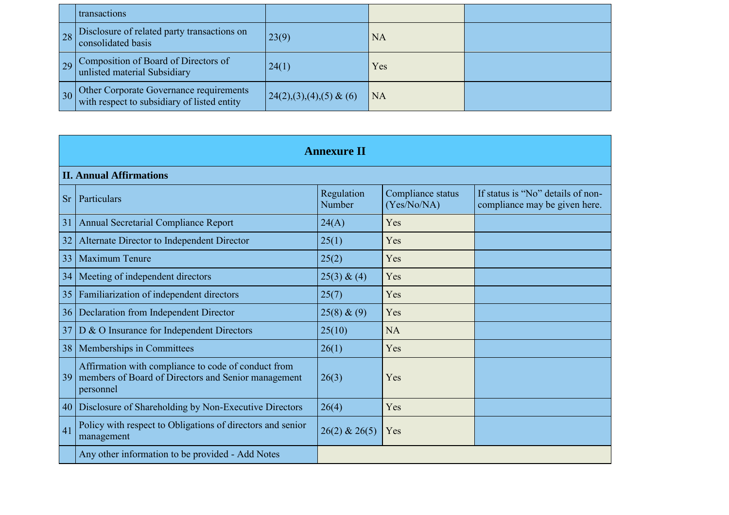| | transactions | | | |
|---|---|---|---|---|
| 28 | Disclosure of related party transactions on consolidated basis | 23(9) | NA | |
| 29 | Composition of Board of Directors of unlisted material Subsidiary | 24(1) | Yes | |
| 30 | Other Corporate Governance requirements with respect to subsidiary of listed entity | 24(2),(3),(4),(5) & (6) | NA | |

## Annexure II

**II. Annual Affirmations**

| Sr | Particulars | Regulation Number | Compliance status (Yes/No/NA) | If status is “No” details of non-compliance may be given here. |
|---|---|---|---|---|
| 31 | Annual Secretarial Compliance Report | 24(A) | Yes | |
| 32 | Alternate Director to Independent Director | 25(1) | Yes | |
| 33 | Maximum Tenure | 25(2) | Yes | |
| 34 | Meeting of independent directors | 25(3) & (4) | Yes | |
| 35 | Familiarization of independent directors | 25(7) | Yes | |
| 36 | Declaration from Independent Director | 25(8) & (9) | Yes | |
| 37 | D & O Insurance for Independent Directors | 25(10) | NA | |
| 38 | Memberships in Committees | 26(1) | Yes | |
| 39 | Affirmation with compliance to code of conduct from members of Board of Directors and Senior management personnel | 26(3) | Yes | |
| 40 | Disclosure of Shareholding by Non-Executive Directors | 26(4) | Yes | |
| 41 | Policy with respect to Obligations of directors and senior management | 26(2) & 26(5) | Yes | |
| | Any other information to be provided - Add Notes | | | |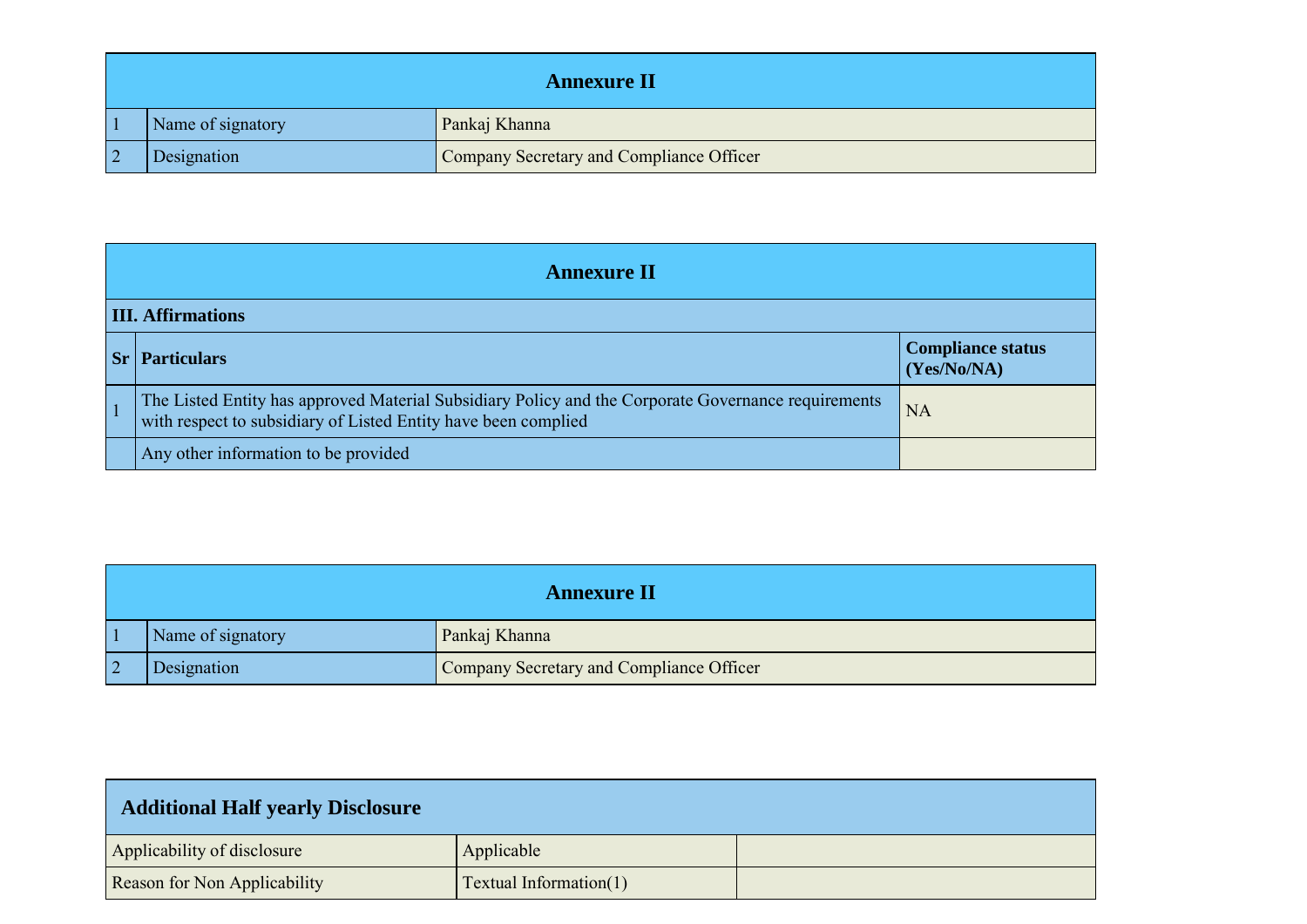## Annexure II

| | | |
|---|---|---|
| 1 | Name of signatory | Pankaj Khanna |
| 2 | Designation | Company Secretary and Compliance Officer |

## Annexure II

**III. Affirmations**

| Sr | Particulars | Compliance status (Yes/No/NA) |
|---|---|---|
| 1 | The Listed Entity has approved Material Subsidiary Policy and the Corporate Governance requirements with respect to subsidiary of Listed Entity have been complied | NA |
| | Any other information to be provided | |

## Annexure II

| | | |
|---|---|---|
| 1 | Name of signatory | Pankaj Khanna |
| 2 | Designation | Company Secretary and Compliance Officer |

## Additional Half yearly Disclosure

| | | |
|---|---|---|
| Applicability of disclosure | Applicable | |
| Reason for Non Applicability | Textual Information(1) | |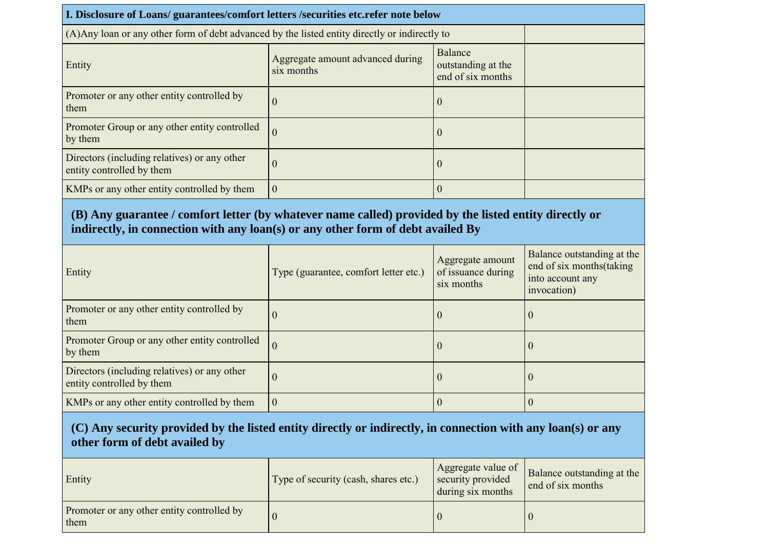| I. Disclosure of Loans/ guarantees/comfort letters /securities etc.refer note below | | | |
|---|---|---|---|
| (A)Any loan or any other form of debt advanced by the listed entity directly or indirectly to | | | |
| Entity | Aggregate amount advanced during six months | Balance outstanding at the end of six months | |
| Promoter or any other entity controlled by them | 0 | 0 | |
| Promoter Group or any other entity controlled by them | 0 | 0 | |
| Directors (including relatives) or any other entity controlled by them | 0 | 0 | |
| KMPs or any other entity controlled by them | 0 | 0 | |
| **(B) Any guarantee / comfort letter (by whatever name called) provided by the listed entity directly or indirectly, in connection with any loan(s) or any other form of debt availed By** | | | |
| Entity | Type (guarantee, comfort letter etc.) | Aggregate amount of issuance during six months | Balance outstanding at the end of six months(taking into account any invocation) |
| Promoter or any other entity controlled by them | 0 | 0 | 0 |
| Promoter Group or any other entity controlled by them | 0 | 0 | 0 |
| Directors (including relatives) or any other entity controlled by them | 0 | 0 | 0 |
| KMPs or any other entity controlled by them | 0 | 0 | 0 |
| **(C) Any security provided by the listed entity directly or indirectly, in connection with any loan(s) or any other form of debt availed by** | | | |
| Entity | Type of security (cash, shares etc.) | Aggregate value of security provided during six months | Balance outstanding at the end of six months |
| Promoter or any other entity controlled by them | 0 | 0 | 0 |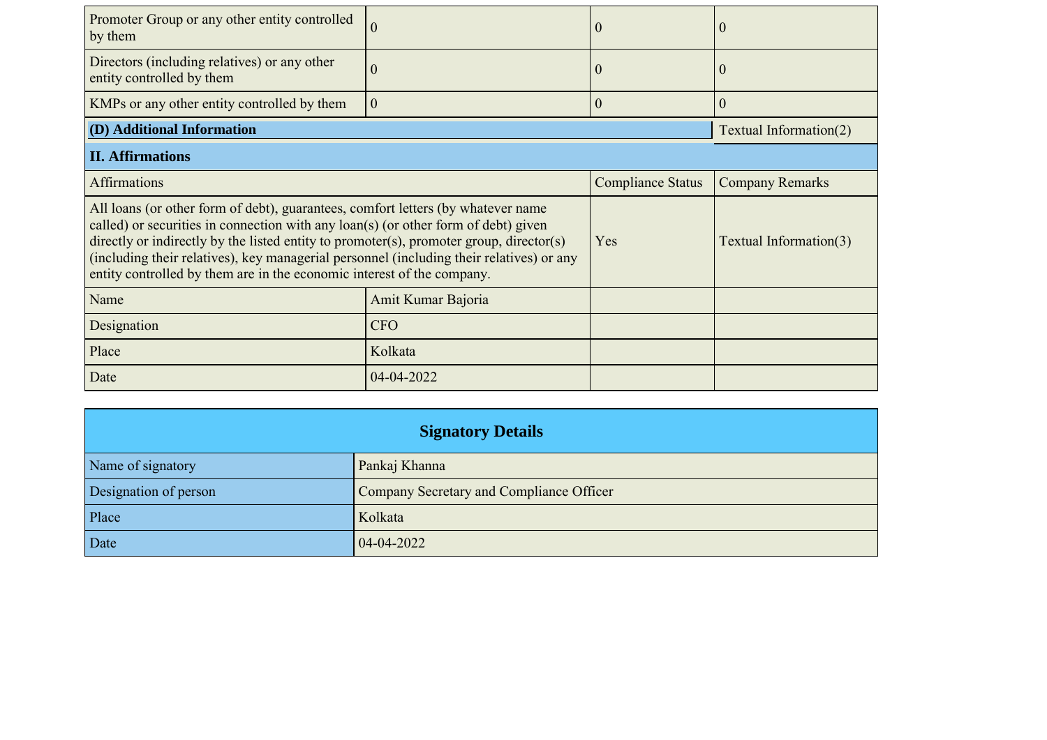| | | | |
|---|---|---|---|
| Promoter Group or any other entity controlled by them | 0 | 0 | 0 |
| Directors (including relatives) or any other entity controlled by them | 0 | 0 | 0 |
| KMPs or any other entity controlled by them | 0 | 0 | 0 |
| **(D) Additional Information** | | | Textual Information(2) |

**II. Affirmations**

| Affirmations | | Compliance Status | Company Remarks |
|---|---|---|---|
| All loans (or other form of debt), guarantees, comfort letters (by whatever name called) or securities in connection with any loan(s) (or other form of debt) given directly or indirectly by the listed entity to promoter(s), promoter group, director(s) (including their relatives), key managerial personnel (including their relatives) or any entity controlled by them are in the economic interest of the company. | | Yes | Textual Information(3) |
| Name | Amit Kumar Bajoria | | |
| Designation | CFO | | |
| Place | Kolkata | | |
| Date | 04-04-2022 | | |

## Signatory Details

| | |
|---|---|
| Name of signatory | Pankaj Khanna |
| Designation of person | Company Secretary and Compliance Officer |
| Place | Kolkata |
| Date | 04-04-2022 |